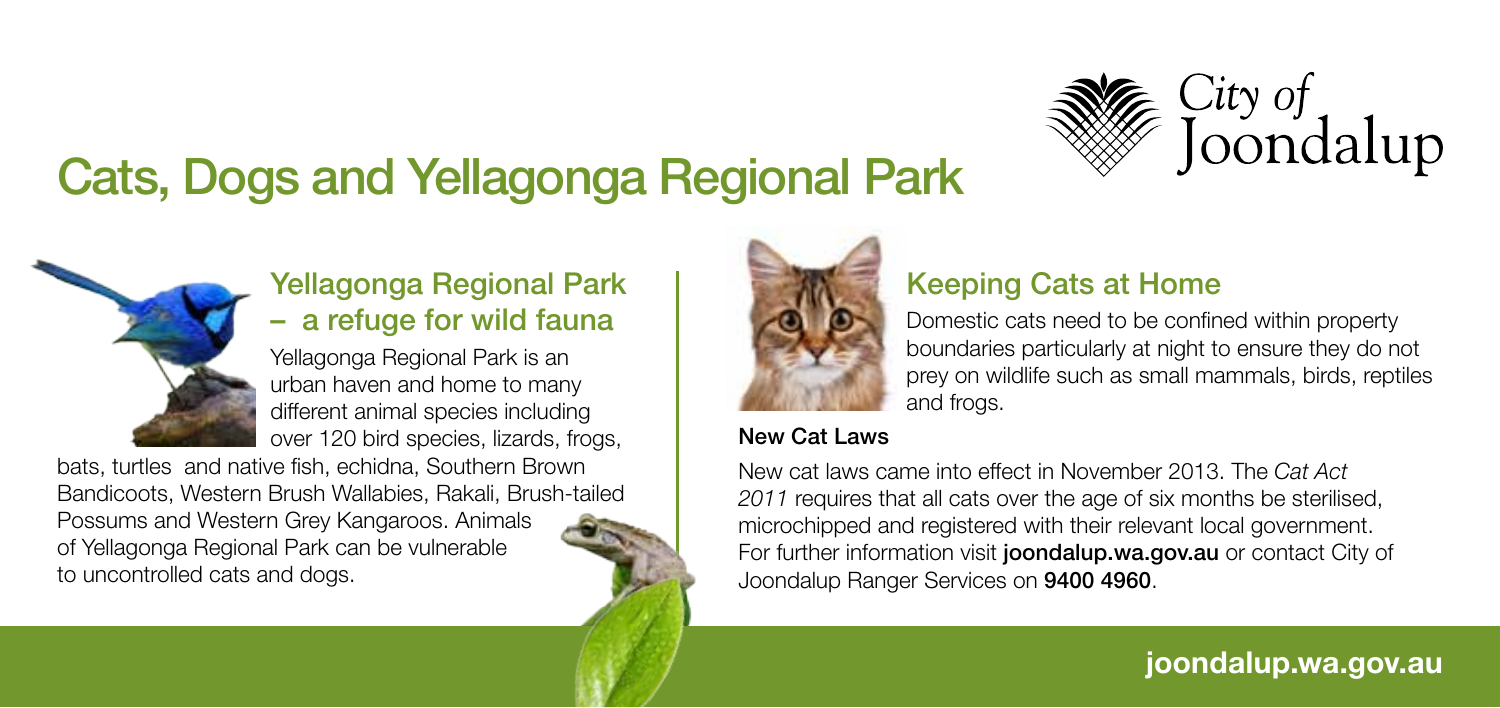# Cats, Dogs and Yellagonga Regional Park

City of Joondalup

## Yellagonga Regional Park – a refuge for wild fauna

Yellagonga Regional Park is an urban haven and home to many different animal species including over 120 bird species, lizards, frogs, bats, turtles and native fish, echidna, Southern Brown Bandicoots, Western Brush Wallabies, Rakali, Brush-tailed Possums and Western Grey Kangaroos. Animals of Yellagonga Regional Park can be vulnerable to uncontrolled cats and dogs.

## Keeping Cats at Home

Domestic cats need to be confined within property boundaries particularly at night to ensure they do not prey on wildlife such as small mammals, birds, reptiles and frogs.

**New Cat Laws**

New cat laws came into effect in November 2013. The *Cat Act 2011* requires that all cats over the age of six months be sterilised, microchipped and registered with their relevant local government. For further information visit **joondalup.wa.gov.au** or contact City of Joondalup Ranger Services on **9400 4960**.

**joondalup.wa.gov.au**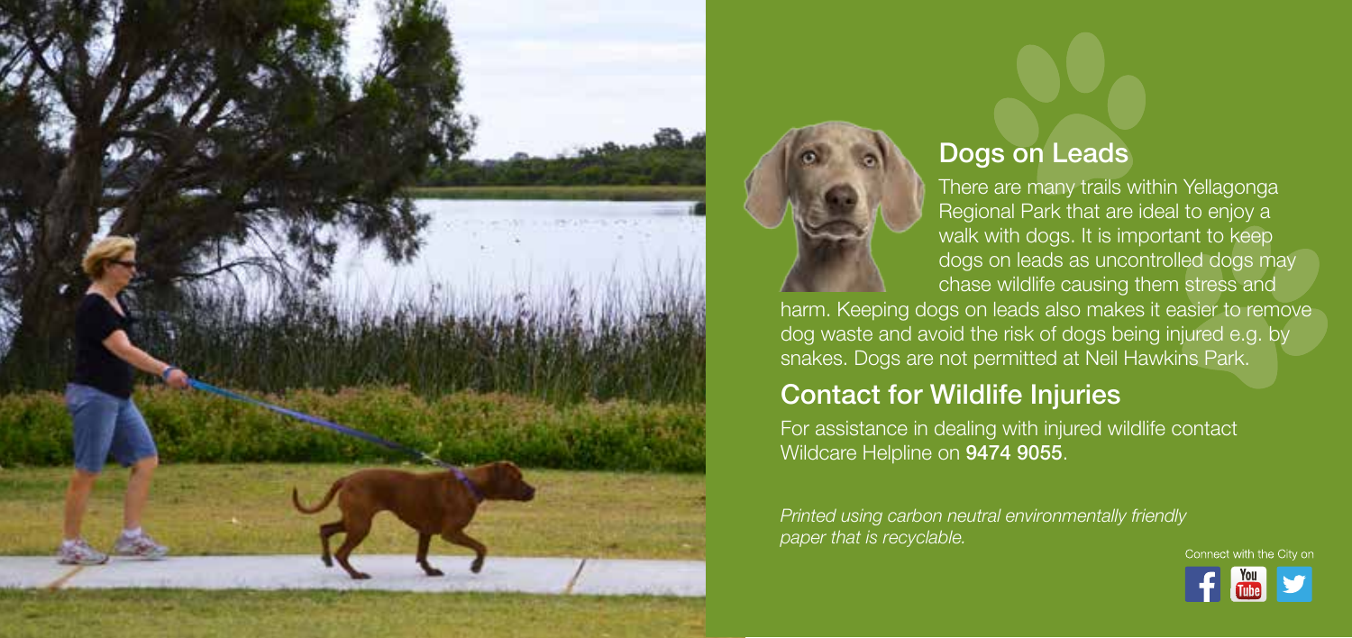## Dogs on Leads

There are many trails within Yellagonga Regional Park that are ideal to enjoy a walk with dogs. It is important to keep dogs on leads as uncontrolled dogs may chase wildlife causing them stress and harm. Keeping dogs on leads also makes it easier to remove dog waste and avoid the risk of dogs being injured e.g. by snakes. Dogs are not permitted at Neil Hawkins Park.

## Contact for Wildlife Injuries

For assistance in dealing with injured wildlife contact Wildcare Helpline on **9474 9055**.

*Printed using carbon neutral environmentally friendly paper that is recyclable.*

Connect with the City on